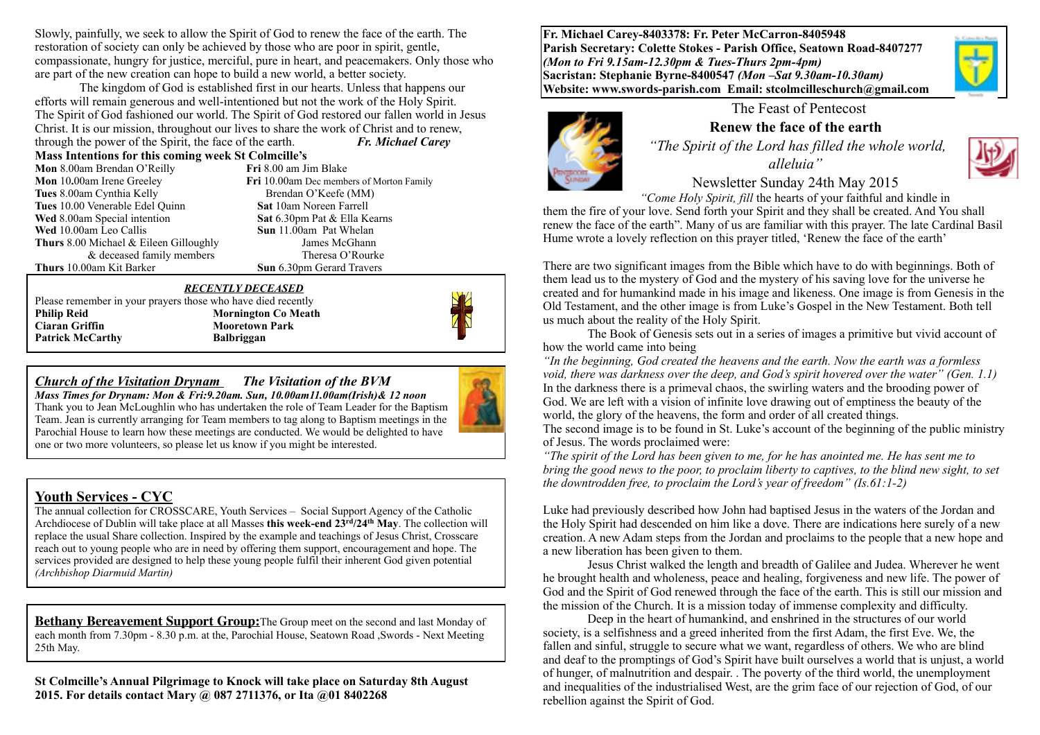Slowly, painfully, we seek to allow the Spirit of God to renew the face of the earth. The restoration of society can only be achieved by those who are poor in spirit, gentle, compassionate, hungry for justice, merciful, pure in heart, and peacemakers. Only those who are part of the new creation can hope to build a new world, a better society.

The kingdom of God is established first in our hearts. Unless that happens our efforts will remain generous and well-intentioned but not the work of the Holy Spirit. The Spirit of God fashioned our world. The Spirit of God restored our fallen world in Jesus Christ. It is our mission, throughout our lives to share the work of Christ and to renew, through the power of the Spirit, the face of the earth. ***Fr. Michael Carey***

**Mass Intentions for this coming week St Colmcille's**

**Mon** 8.00am Brendan O'Reilly
**Mon** 10.00am Irene Greeley
**Tues** 8.00am Cynthia Kelly
**Tues** 10.00 Venerable Edel Quinn
**Wed** 8.00am Special intention
**Wed** 10.00am Leo Callis
**Thurs** 8.00 Michael & Eileen Gilloughly & deceased family members
**Thurs** 10.00am Kit Barker
**Fri** 8.00 am Jim Blake
**Fri** 10.00am Dec members of Morton Family, Brendan O'Keefe (MM)
**Sat** 10am Noreen Farrell
**Sat** 6.30pm Pat & Ella Kearns
**Sun** 11.00am Pat Whelan, James McGhann, Theresa O'Rourke
**Sun** 6.30pm Gerard Travers

***RECENTLY DECEASED***

Please remember in your prayers those who have died recently

| | |
|---|---|
| **Philip Reid** | **Mornington Co Meath** |
| **Ciaran Griffin** | **Mooretown Park** |
| **Patrick McCarthy** | **Balbriggan** |

## *Church of the Visitation Drynam* *The Visitation of the BVM*

***Mass Times for Drynam: Mon & Fri:9.20am. Sun, 10.00am11.00am(Irish)& 12 noon***

Thank you to Jean McLoughlin who has undertaken the role of Team Leader for the Baptism Team. Jean is currently arranging for Team members to tag along to Baptism meetings in the Parochial House to learn how these meetings are conducted. We would be delighted to have one or two more volunteers, so please let us know if you might be interested.

## Youth Services - CYC

The annual collection for CROSSCARE, Youth Services – Social Support Agency of the Catholic Archdiocese of Dublin will take place at all Masses **this week-end 23rd/24th May**. The collection will replace the usual Share collection. Inspired by the example and teachings of Jesus Christ, Crosscare reach out to young people who are in need by offering them support, encouragement and hope. The services provided are designed to help these young people fulfil their inherent God given potential *(Archbishop Diarmuid Martin)*

**Bethany Bereavement Support Group:** The Group meet on the second and last Monday of each month from 7.30pm - 8.30 p.m. at the, Parochial House, Seatown Road ,Swords - Next Meeting 25th May.

**St Colmcille's Annual Pilgrimage to Knock will take place on Saturday 8th August 2015. For details contact Mary @ 087 2711376, or Ita @01 8402268**

**Fr. Michael Carey-8403378: Fr. Peter McCarron-8405948**
**Parish Secretary: Colette Stokes - Parish Office, Seatown Road-8407277**
***(Mon to Fri 9.15am-12.30pm & Tues-Thurs 2pm-4pm)***
**Sacristan: Stephanie Byrne-8400547** ***(Mon –Sat 9.30am-10.30am)***
**Website: www.swords-parish.com Email: stcolmcilleschurch@gmail.com**

# The Feast of Pentecost

## Renew the face of the earth

*"The Spirit of the Lord has filled the whole world, alleluia"*

Newsletter Sunday 24th May 2015

*"Come Holy Spirit, fill* the hearts of your faithful and kindle in them the fire of your love. Send forth your Spirit and they shall be created. And You shall renew the face of the earth". Many of us are familiar with this prayer. The late Cardinal Basil Hume wrote a lovely reflection on this prayer titled, 'Renew the face of the earth'

There are two significant images from the Bible which have to do with beginnings. Both of them lead us to the mystery of God and the mystery of his saving love for the universe he created and for humankind made in his image and likeness. One image is from Genesis in the Old Testament, and the other image is from Luke's Gospel in the New Testament. Both tell us much about the reality of the Holy Spirit.

The Book of Genesis sets out in a series of images a primitive but vivid account of how the world came into being

*"In the beginning, God created the heavens and the earth. Now the earth was a formless void, there was darkness over the deep, and God's spirit hovered over the water" (Gen. 1.1)*

In the darkness there is a primeval chaos, the swirling waters and the brooding power of God. We are left with a vision of infinite love drawing out of emptiness the beauty of the world, the glory of the heavens, the form and order of all created things.

The second image is to be found in St. Luke's account of the beginning of the public ministry of Jesus. The words proclaimed were:

*"The spirit of the Lord has been given to me, for he has anointed me. He has sent me to bring the good news to the poor, to proclaim liberty to captives, to the blind new sight, to set the downtrodden free, to proclaim the Lord's year of freedom" (Is.61:1-2)*

Luke had previously described how John had baptised Jesus in the waters of the Jordan and the Holy Spirit had descended on him like a dove. There are indications here surely of a new creation. A new Adam steps from the Jordan and proclaims to the people that a new hope and a new liberation has been given to them.

Jesus Christ walked the length and breadth of Galilee and Judea. Wherever he went he brought health and wholeness, peace and healing, forgiveness and new life. The power of God and the Spirit of God renewed through the face of the earth. This is still our mission and the mission of the Church. It is a mission today of immense complexity and difficulty.

Deep in the heart of humankind, and enshrined in the structures of our world society, is a selfishness and a greed inherited from the first Adam, the first Eve. We, the fallen and sinful, struggle to secure what we want, regardless of others. We who are blind and deaf to the promptings of God's Spirit have built ourselves a world that is unjust, a world of hunger, of malnutrition and despair. . The poverty of the third world, the unemployment and inequalities of the industrialised West, are the grim face of our rejection of God, of our rebellion against the Spirit of God.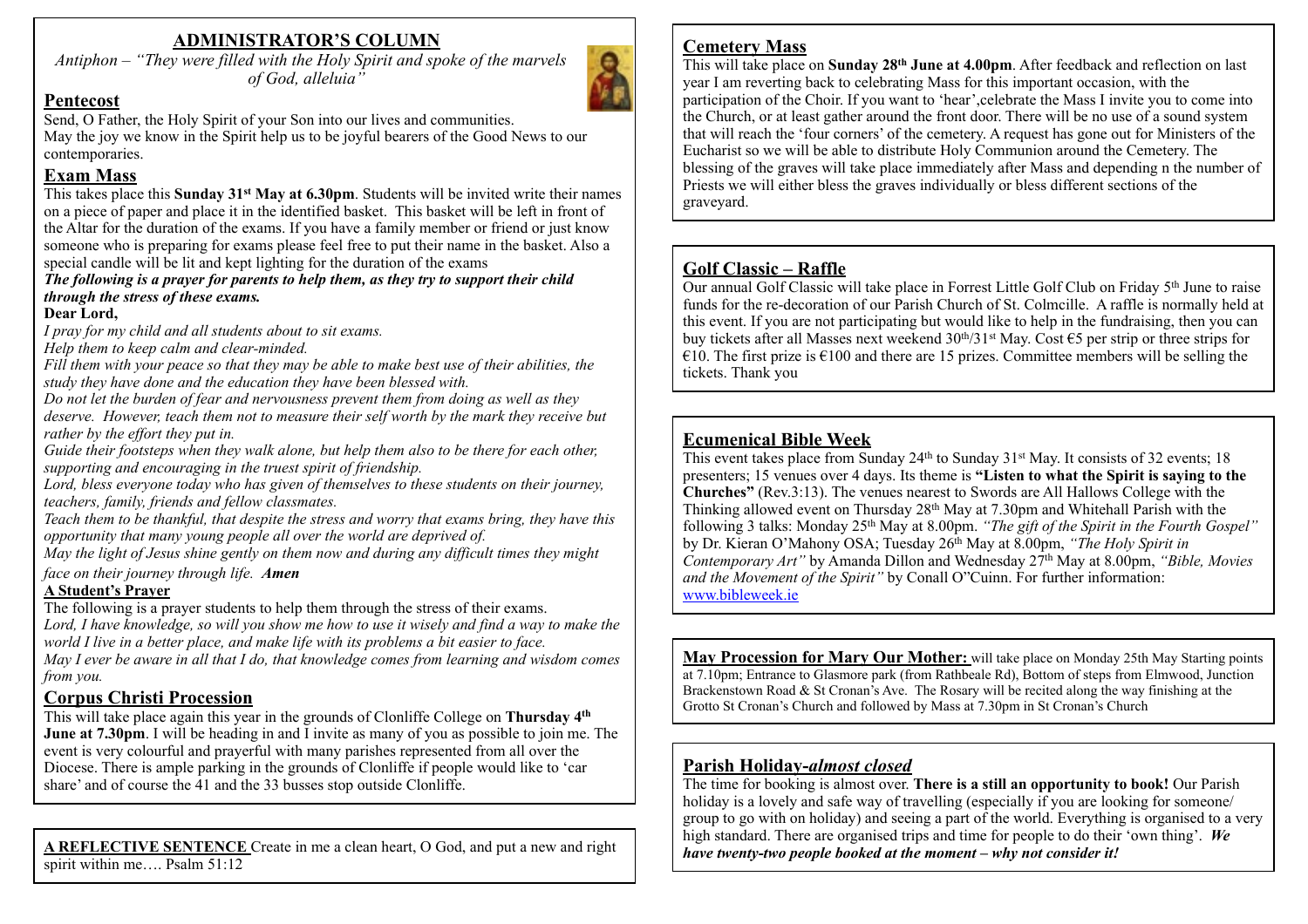## ADMINISTRATOR'S COLUMN

*Antiphon – "They were filled with the Holy Spirit and spoke of the marvels of God, alleluia"*

### Pentecost

Send, O Father, the Holy Spirit of your Son into our lives and communities.
May the joy we know in the Spirit help us to be joyful bearers of the Good News to our contemporaries.

### Exam Mass

This takes place this **Sunday 31st May at 6.30pm**. Students will be invited write their names on a piece of paper and place it in the identified basket. This basket will be left in front of the Altar for the duration of the exams. If you have a family member or friend or just know someone who is preparing for exams please feel free to put their name in the basket. Also a special candle will be lit and kept lighting for the duration of the exams

***The following is a prayer for parents to help them, as they try to support their child through the stress of these exams.***

**Dear Lord,**

*I pray for my child and all students about to sit exams.*
*Help them to keep calm and clear-minded.*
*Fill them with your peace so that they may be able to make best use of their abilities, the study they have done and the education they have been blessed with.*
*Do not let the burden of fear and nervousness prevent them from doing as well as they deserve. However, teach them not to measure their self worth by the mark they receive but rather by the effort they put in.*
*Guide their footsteps when they walk alone, but help them also to be there for each other, supporting and encouraging in the truest spirit of friendship.*
*Lord, bless everyone today who has given of themselves to these students on their journey, teachers, family, friends and fellow classmates.*
*Teach them to be thankful, that despite the stress and worry that exams bring, they have this opportunity that many young people all over the world are deprived of.*
*May the light of Jesus shine gently on them now and during any difficult times they might face on their journey through life.* ***Amen***

**A Student's Prayer**

The following is a prayer students to help them through the stress of their exams.
*Lord, I have knowledge, so will you show me how to use it wisely and find a way to make the world I live in a better place, and make life with its problems a bit easier to face.*
*May I ever be aware in all that I do, that knowledge comes from learning and wisdom comes from you.*

### Corpus Christi Procession

This will take place again this year in the grounds of Clonliffe College on **Thursday 4th June at 7.30pm**. I will be heading in and I invite as many of you as possible to join me. The event is very colourful and prayerful with many parishes represented from all over the Diocese. There is ample parking in the grounds of Clonliffe if people would like to 'car share' and of course the 41 and the 33 busses stop outside Clonliffe.

**A REFLECTIVE SENTENCE** Create in me a clean heart, O God, and put a new and right spirit within me…. Psalm 51:12

### Cemetery Mass

This will take place on **Sunday 28th June at 4.00pm**. After feedback and reflection on last year I am reverting back to celebrating Mass for this important occasion, with the participation of the Choir. If you want to 'hear',celebrate the Mass I invite you to come into the Church, or at least gather around the front door. There will be no use of a sound system that will reach the 'four corners' of the cemetery. A request has gone out for Ministers of the Eucharist so we will be able to distribute Holy Communion around the Cemetery. The blessing of the graves will take place immediately after Mass and depending n the number of Priests we will either bless the graves individually or bless different sections of the graveyard.

### Golf Classic – Raffle

Our annual Golf Classic will take place in Forrest Little Golf Club on Friday 5th June to raise funds for the re-decoration of our Parish Church of St. Colmcille. A raffle is normally held at this event. If you are not participating but would like to help in the fundraising, then you can buy tickets after all Masses next weekend 30th/31st May. Cost €5 per strip or three strips for €10. The first prize is €100 and there are 15 prizes. Committee members will be selling the tickets. Thank you

### Ecumenical Bible Week

This event takes place from Sunday 24th to Sunday 31st May. It consists of 32 events; 18 presenters; 15 venues over 4 days. Its theme is **"Listen to what the Spirit is saying to the Churches"** (Rev.3:13). The venues nearest to Swords are All Hallows College with the Thinking allowed event on Thursday 28th May at 7.30pm and Whitehall Parish with the following 3 talks: Monday 25th May at 8.00pm. *"The gift of the Spirit in the Fourth Gospel"* by Dr. Kieran O'Mahony OSA; Tuesday 26th May at 8.00pm, *"The Holy Spirit in Contemporary Art"* by Amanda Dillon and Wednesday 27th May at 8.00pm, *"Bible, Movies and the Movement of the Spirit"* by Conall O"Cuinn. For further information: www.bibleweek.ie

**May Procession for Mary Our Mother:** will take place on Monday 25th May Starting points at 7.10pm; Entrance to Glasmore park (from Rathbeale Rd), Bottom of steps from Elmwood, Junction Brackenstown Road & St Cronan's Ave. The Rosary will be recited along the way finishing at the Grotto St Cronan's Church and followed by Mass at 7.30pm in St Cronan's Church

### Parish Holiday-*almost closed*

The time for booking is almost over. **There is a still an opportunity to book!** Our Parish holiday is a lovely and safe way of travelling (especially if you are looking for someone/ group to go with on holiday) and seeing a part of the world. Everything is organised to a very high standard. There are organised trips and time for people to do their 'own thing'. ***We have twenty-two people booked at the moment – why not consider it!***